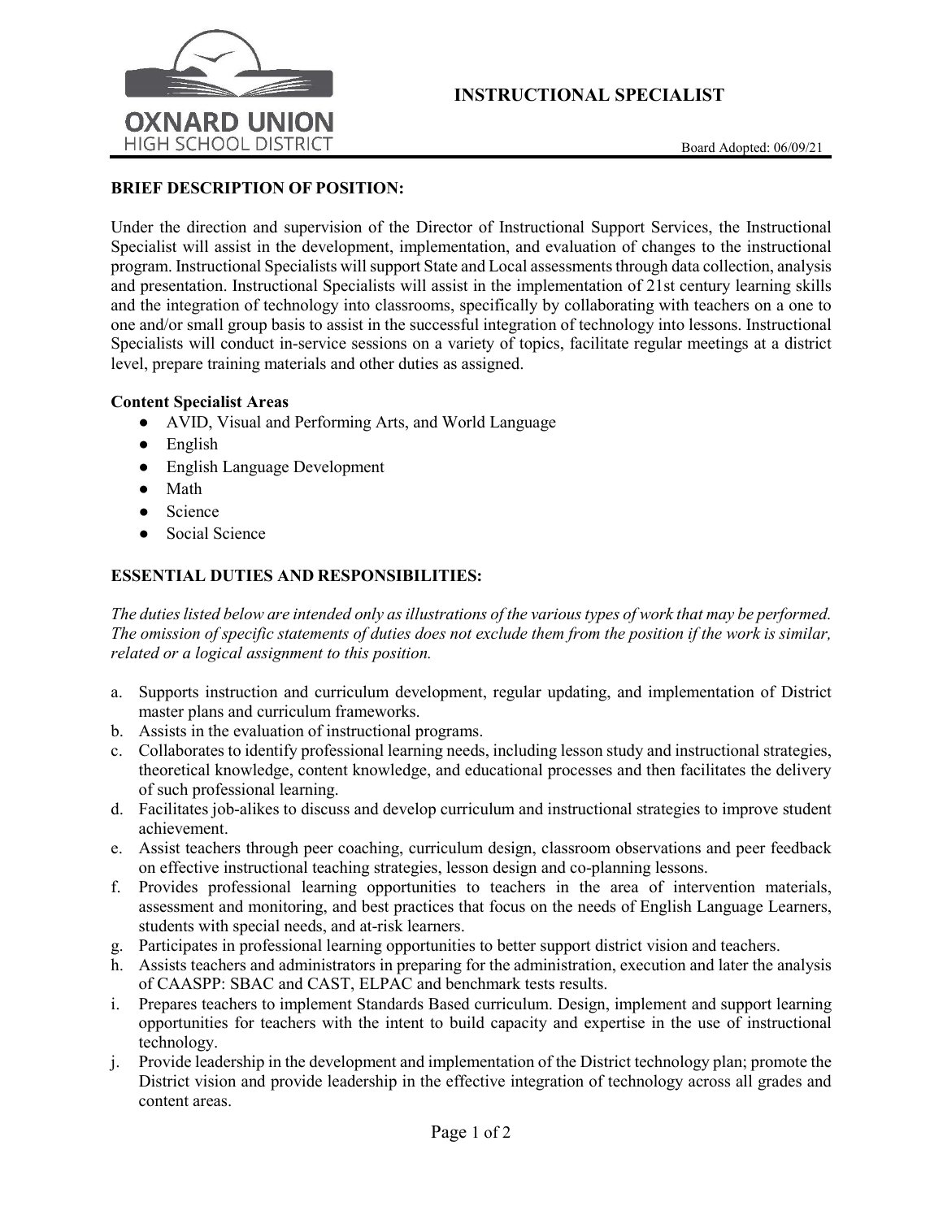OXNARD UNION
HIGH SCHOOL DISTRICT

# INSTRUCTIONAL SPECIALIST

Board Adopted: 06/09/21

## BRIEF DESCRIPTION OF POSITION:

Under the direction and supervision of the Director of Instructional Support Services, the Instructional Specialist will assist in the development, implementation, and evaluation of changes to the instructional program. Instructional Specialists will support State and Local assessments through data collection, analysis and presentation. Instructional Specialists will assist in the implementation of 21st century learning skills and the integration of technology into classrooms, specifically by collaborating with teachers on a one to one and/or small group basis to assist in the successful integration of technology into lessons. Instructional Specialists will conduct in-service sessions on a variety of topics, facilitate regular meetings at a district level, prepare training materials and other duties as assigned.

**Content Specialist Areas**

- AVID, Visual and Performing Arts, and World Language
- English
- English Language Development
- Math
- Science
- Social Science

## ESSENTIAL DUTIES AND RESPONSIBILITIES:

*The duties listed below are intended only as illustrations of the various types of work that may be performed. The omission of specific statements of duties does not exclude them from the position if the work is similar, related or a logical assignment to this position.*

a. Supports instruction and curriculum development, regular updating, and implementation of District master plans and curriculum frameworks.
b. Assists in the evaluation of instructional programs.
c. Collaborates to identify professional learning needs, including lesson study and instructional strategies, theoretical knowledge, content knowledge, and educational processes and then facilitates the delivery of such professional learning.
d. Facilitates job-alikes to discuss and develop curriculum and instructional strategies to improve student achievement.
e. Assist teachers through peer coaching, curriculum design, classroom observations and peer feedback on effective instructional teaching strategies, lesson design and co-planning lessons.
f. Provides professional learning opportunities to teachers in the area of intervention materials, assessment and monitoring, and best practices that focus on the needs of English Language Learners, students with special needs, and at-risk learners.
g. Participates in professional learning opportunities to better support district vision and teachers.
h. Assists teachers and administrators in preparing for the administration, execution and later the analysis of CAASPP: SBAC and CAST, ELPAC and benchmark tests results.
i. Prepares teachers to implement Standards Based curriculum. Design, implement and support learning opportunities for teachers with the intent to build capacity and expertise in the use of instructional technology.
j. Provide leadership in the development and implementation of the District technology plan; promote the District vision and provide leadership in the effective integration of technology across all grades and content areas.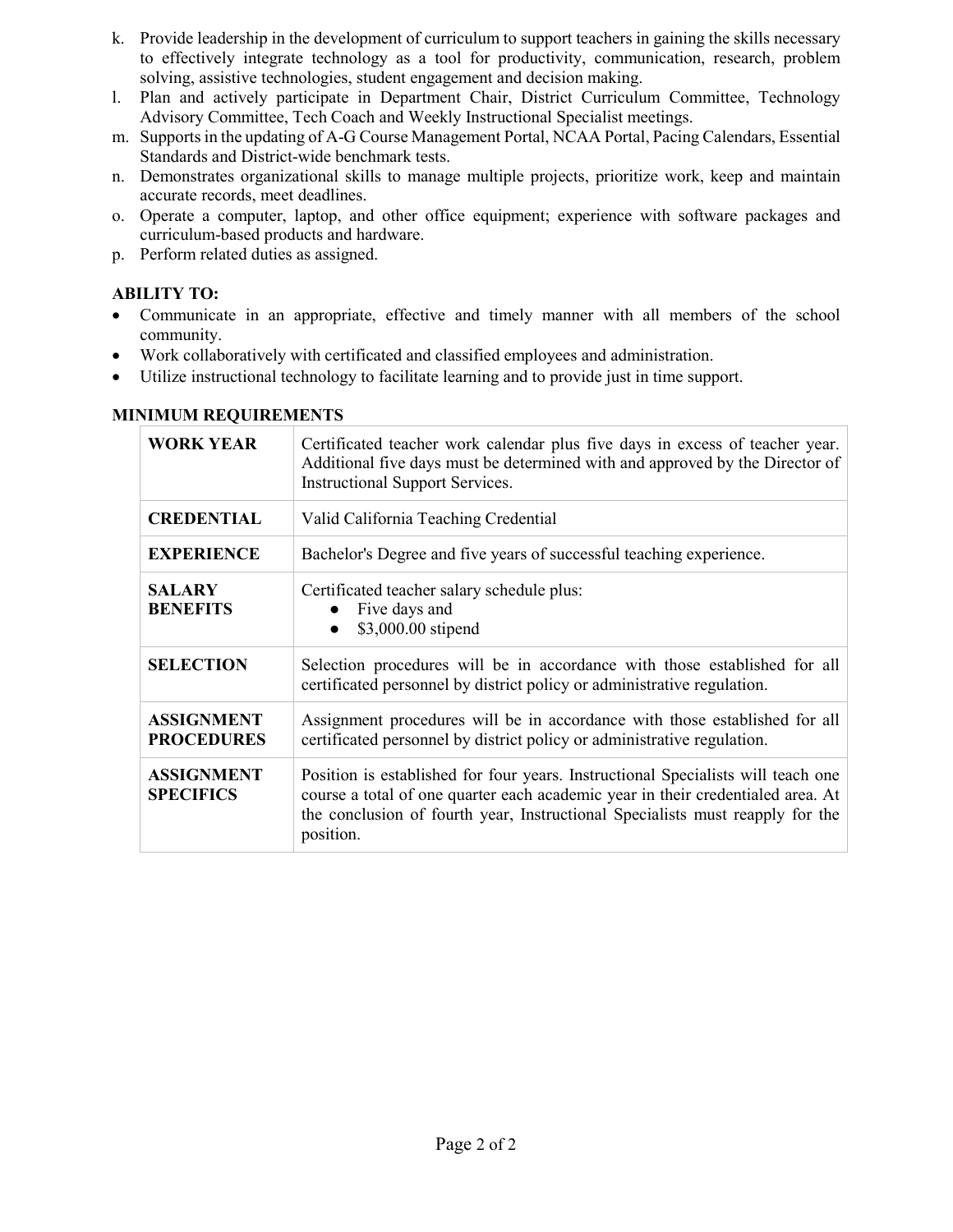k. Provide leadership in the development of curriculum to support teachers in gaining the skills necessary to effectively integrate technology as a tool for productivity, communication, research, problem solving, assistive technologies, student engagement and decision making.
l. Plan and actively participate in Department Chair, District Curriculum Committee, Technology Advisory Committee, Tech Coach and Weekly Instructional Specialist meetings.
m. Supports in the updating of A-G Course Management Portal, NCAA Portal, Pacing Calendars, Essential Standards and District-wide benchmark tests.
n. Demonstrates organizational skills to manage multiple projects, prioritize work, keep and maintain accurate records, meet deadlines.
o. Operate a computer, laptop, and other office equipment; experience with software packages and curriculum-based products and hardware.
p. Perform related duties as assigned.

**ABILITY TO:**

- Communicate in an appropriate, effective and timely manner with all members of the school community.
- Work collaboratively with certificated and classified employees and administration.
- Utilize instructional technology to facilitate learning and to provide just in time support.

**MINIMUM REQUIREMENTS**

| | |
|---|---|
| **WORK YEAR** | Certificated teacher work calendar plus five days in excess of teacher year. Additional five days must be determined with and approved by the Director of Instructional Support Services. |
| **CREDENTIAL** | Valid California Teaching Credential |
| **EXPERIENCE** | Bachelor's Degree and five years of successful teaching experience. |
| **SALARY BENEFITS** | Certificated teacher salary schedule plus: <br>● Five days and <br>● $3,000.00 stipend |
| **SELECTION** | Selection procedures will be in accordance with those established for all certificated personnel by district policy or administrative regulation. |
| **ASSIGNMENT PROCEDURES** | Assignment procedures will be in accordance with those established for all certificated personnel by district policy or administrative regulation. |
| **ASSIGNMENT SPECIFICS** | Position is established for four years. Instructional Specialists will teach one course a total of one quarter each academic year in their credentialed area. At the conclusion of fourth year, Instructional Specialists must reapply for the position. |